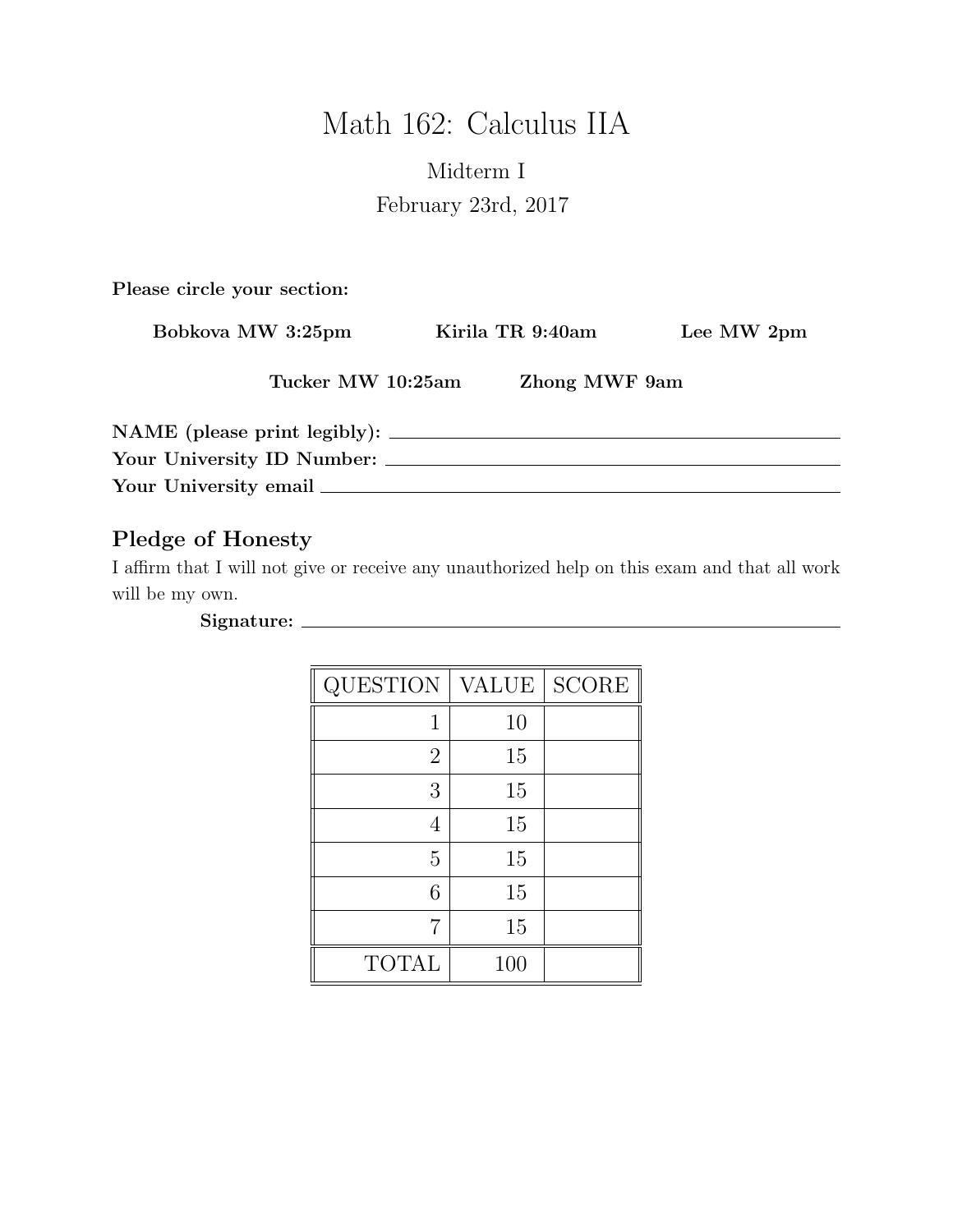# Math 162: Calculus IIA

Midterm I

February 23rd, 2017

**Please circle your section:**

**Bobkova MW 3:25pm** **Kirila TR 9:40am** **Lee MW 2pm**

**Tucker MW 10:25am** **Zhong MWF 9am**

**NAME (please print legibly):** ______________________________

**Your University ID Number:** ______________________________

**Your University email** ______________________________

## Pledge of Honesty

I affirm that I will not give or receive any unauthorized help on this exam and that all work will be my own.

**Signature:** ______________________________

| QUESTION | VALUE | SCORE |
|---|---|---|
| 1 | 10 | |
| 2 | 15 | |
| 3 | 15 | |
| 4 | 15 | |
| 5 | 15 | |
| 6 | 15 | |
| 7 | 15 | |
| TOTAL | 100 | |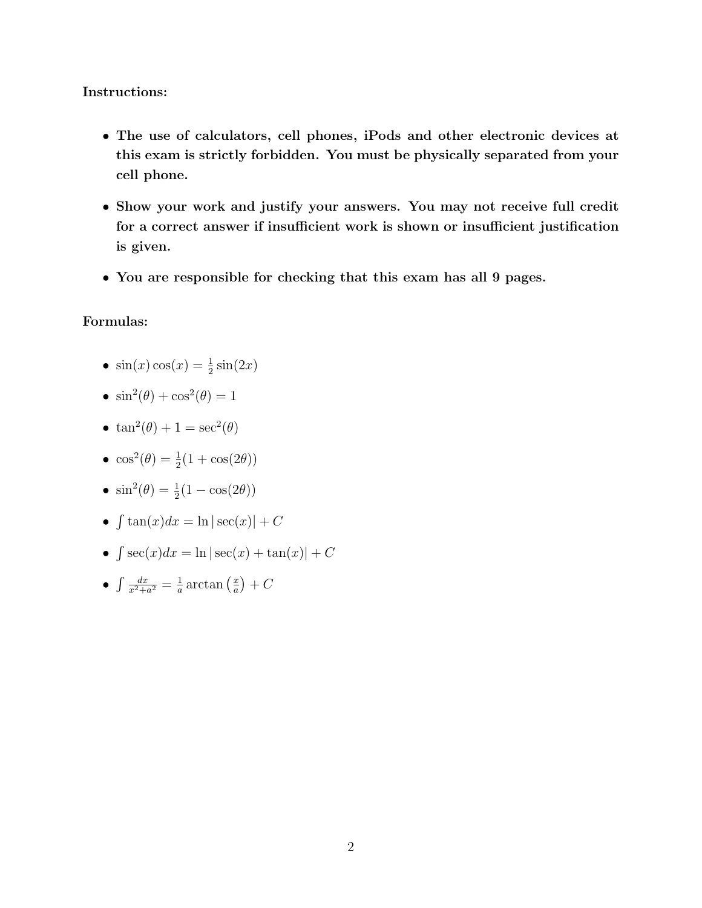**Instructions:**

- **The use of calculators, cell phones, iPods and other electronic devices at this exam is strictly forbidden. You must be physically separated from your cell phone.**
- **Show your work and justify your answers. You may not receive full credit for a correct answer if insufficient work is shown or insufficient justification is given.**
- **You are responsible for checking that this exam has all 9 pages.**

**Formulas:**

- $\sin(x)\cos(x) = \frac{1}{2}\sin(2x)$
- $\sin^2(\theta) + \cos^2(\theta) = 1$
- $\tan^2(\theta) + 1 = \sec^2(\theta)$
- $\cos^2(\theta) = \frac{1}{2}(1 + \cos(2\theta))$
- $\sin^2(\theta) = \frac{1}{2}(1 - \cos(2\theta))$
- $\int \tan(x)dx = \ln|\sec(x)| + C$
- $\int \sec(x)dx = \ln|\sec(x) + \tan(x)| + C$
- $\int \frac{dx}{x^2+a^2} = \frac{1}{a}\arctan\left(\frac{x}{a}\right) + C$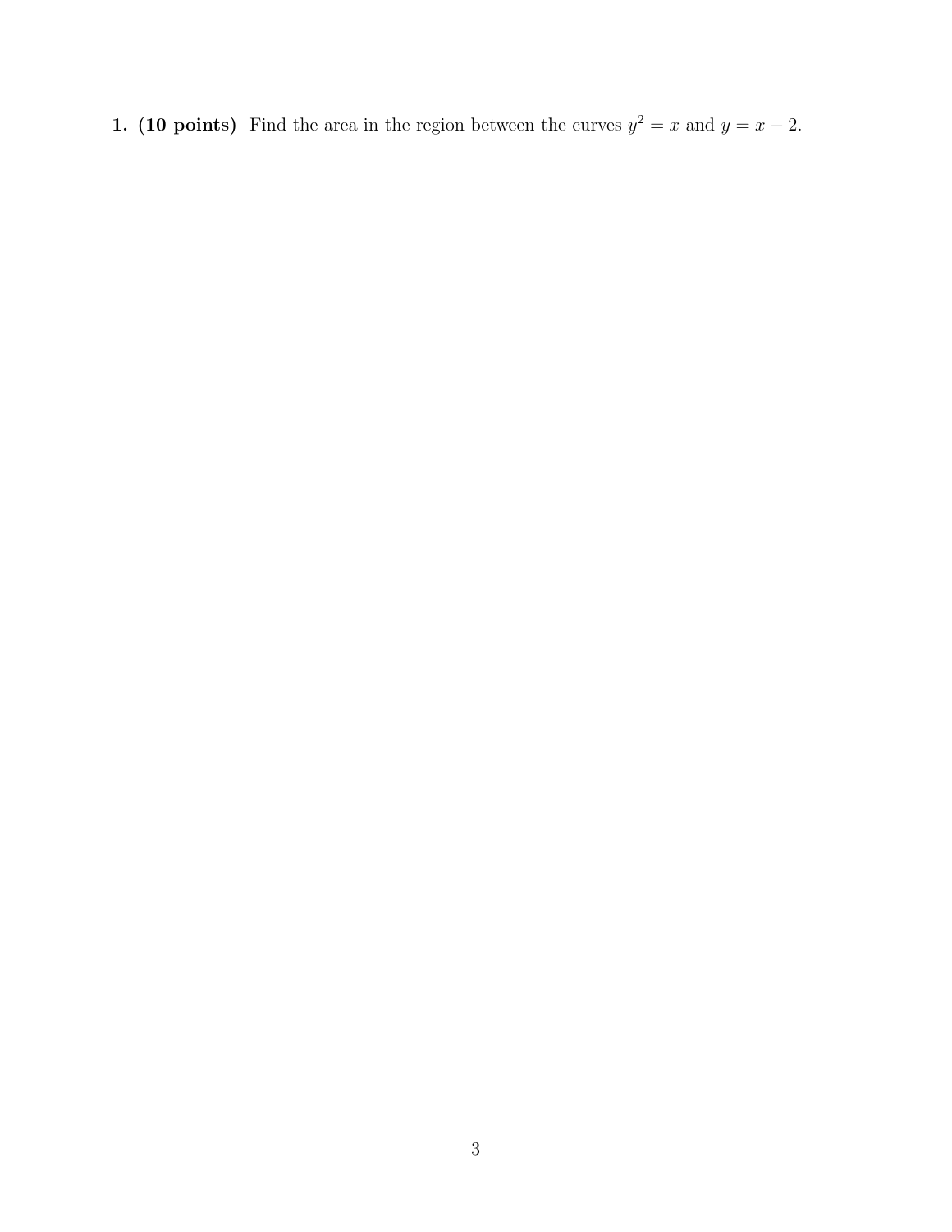**1. (10 points)** Find the area in the region between the curves $y^2 = x$ and $y = x - 2$.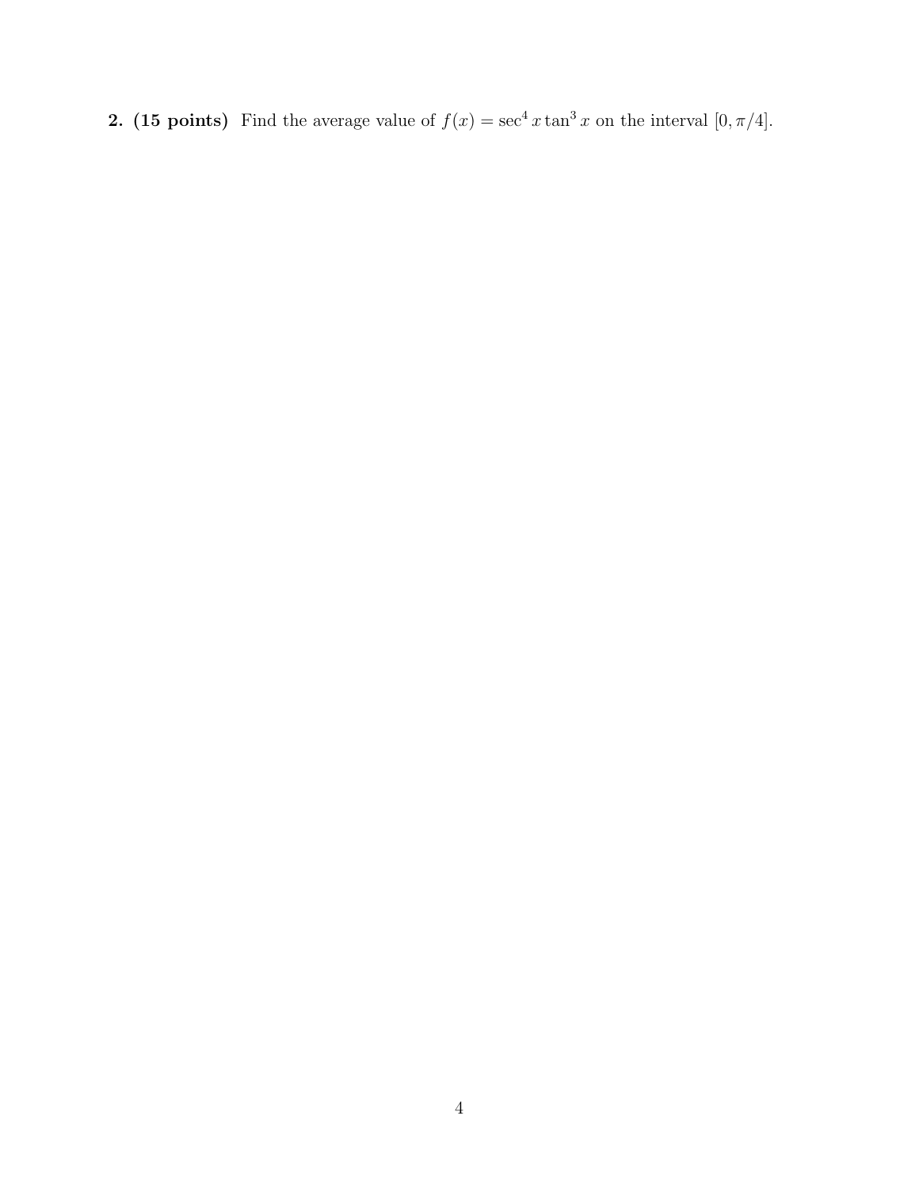**2. (15 points)** Find the average value of $f(x) = \sec^4 x \tan^3 x$ on the interval $[0, \pi/4]$.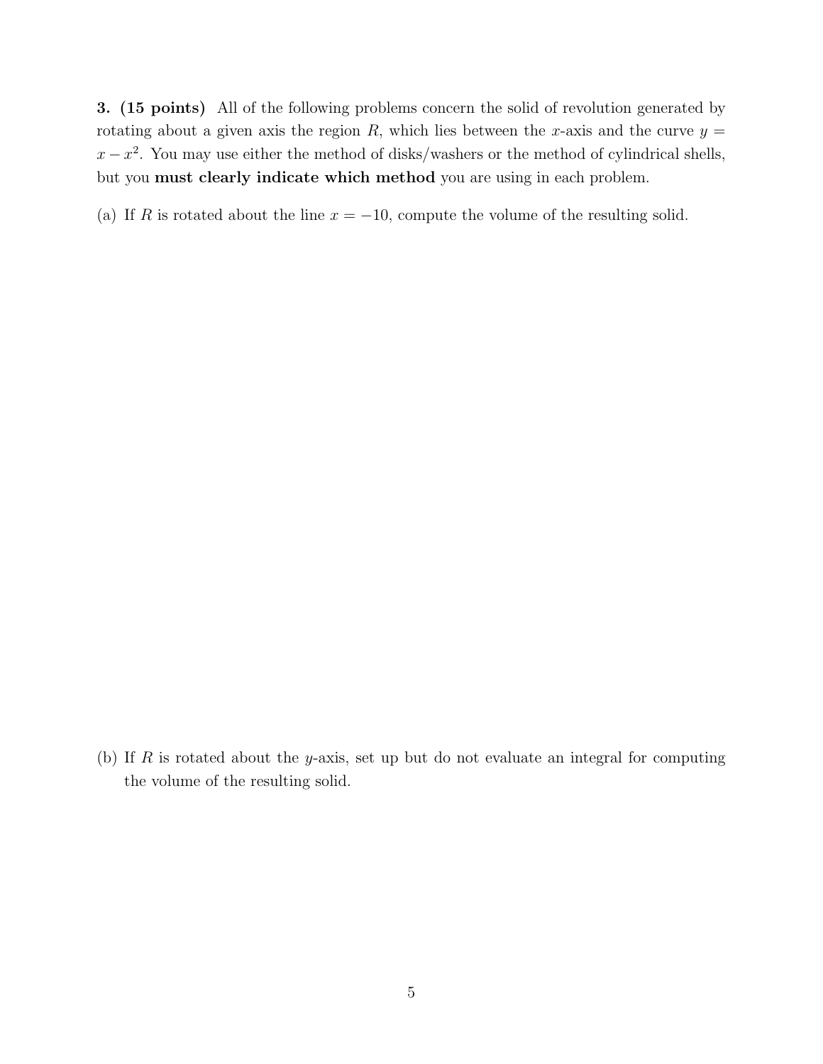**3. (15 points)** All of the following problems concern the solid of revolution generated by rotating about a given axis the region $R$, which lies between the $x$-axis and the curve $y = x - x^2$. You may use either the method of disks/washers or the method of cylindrical shells, but you **must clearly indicate which method** you are using in each problem.

(a) If $R$ is rotated about the line $x = -10$, compute the volume of the resulting solid.

(b) If $R$ is rotated about the $y$-axis, set up but do not evaluate an integral for computing the volume of the resulting solid.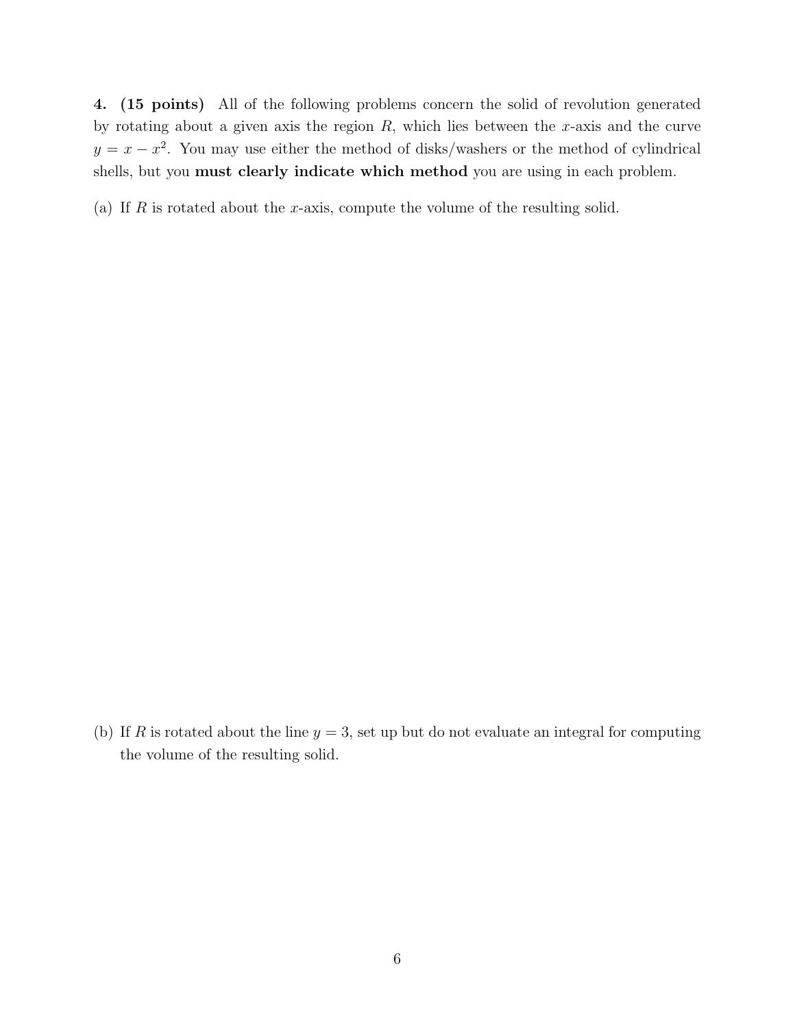**4. (15 points)** All of the following problems concern the solid of revolution generated by rotating about a given axis the region $R$, which lies between the $x$-axis and the curve $y = x - x^2$. You may use either the method of disks/washers or the method of cylindrical shells, but you **must clearly indicate which method** you are using in each problem.

(a) If $R$ is rotated about the $x$-axis, compute the volume of the resulting solid.

(b) If $R$ is rotated about the line $y = 3$, set up but do not evaluate an integral for computing the volume of the resulting solid.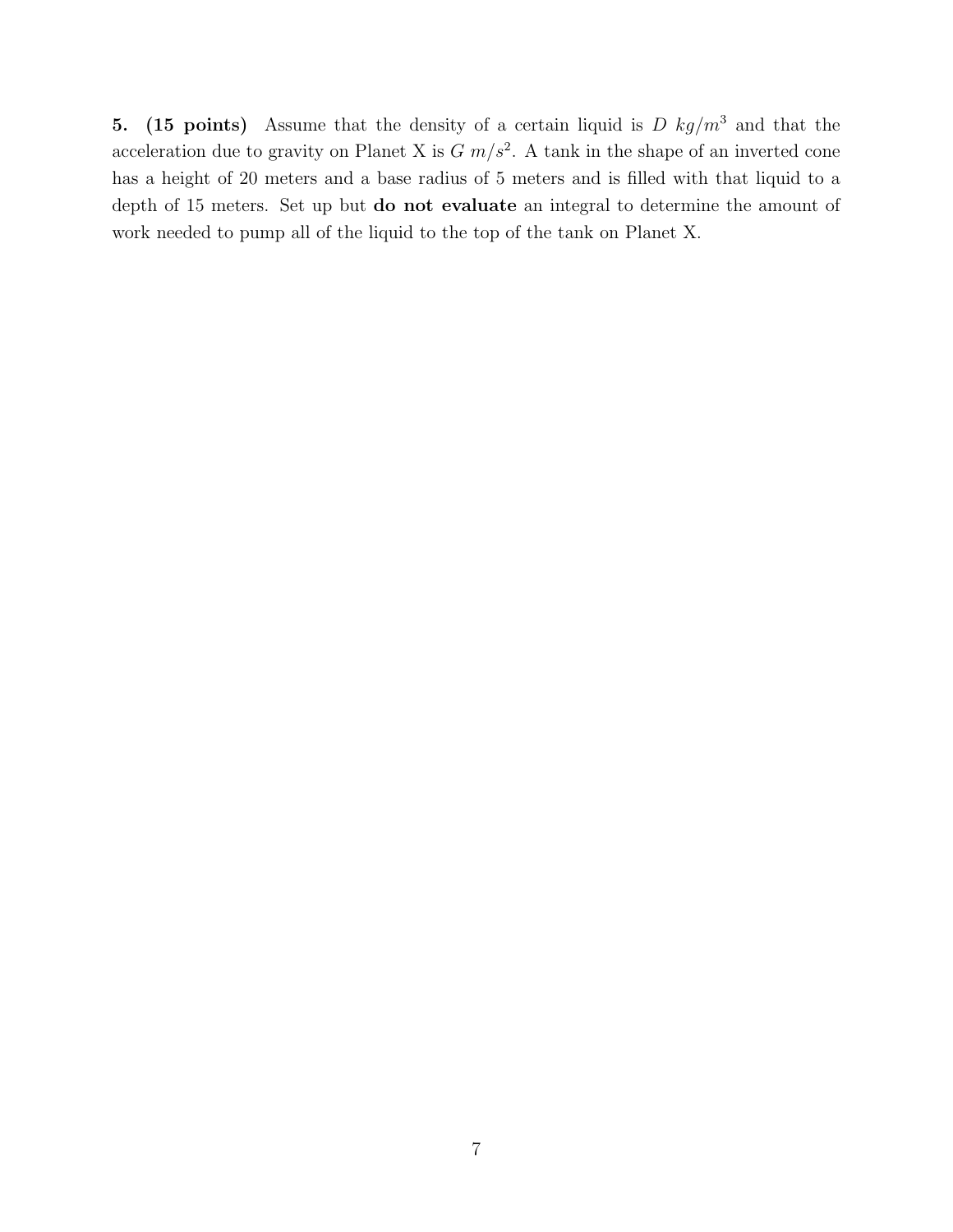**5. (15 points)** Assume that the density of a certain liquid is $D\ kg/m^3$ and that the acceleration due to gravity on Planet X is $G\ m/s^2$. A tank in the shape of an inverted cone has a height of 20 meters and a base radius of 5 meters and is filled with that liquid to a depth of 15 meters. Set up but **do not evaluate** an integral to determine the amount of work needed to pump all of the liquid to the top of the tank on Planet X.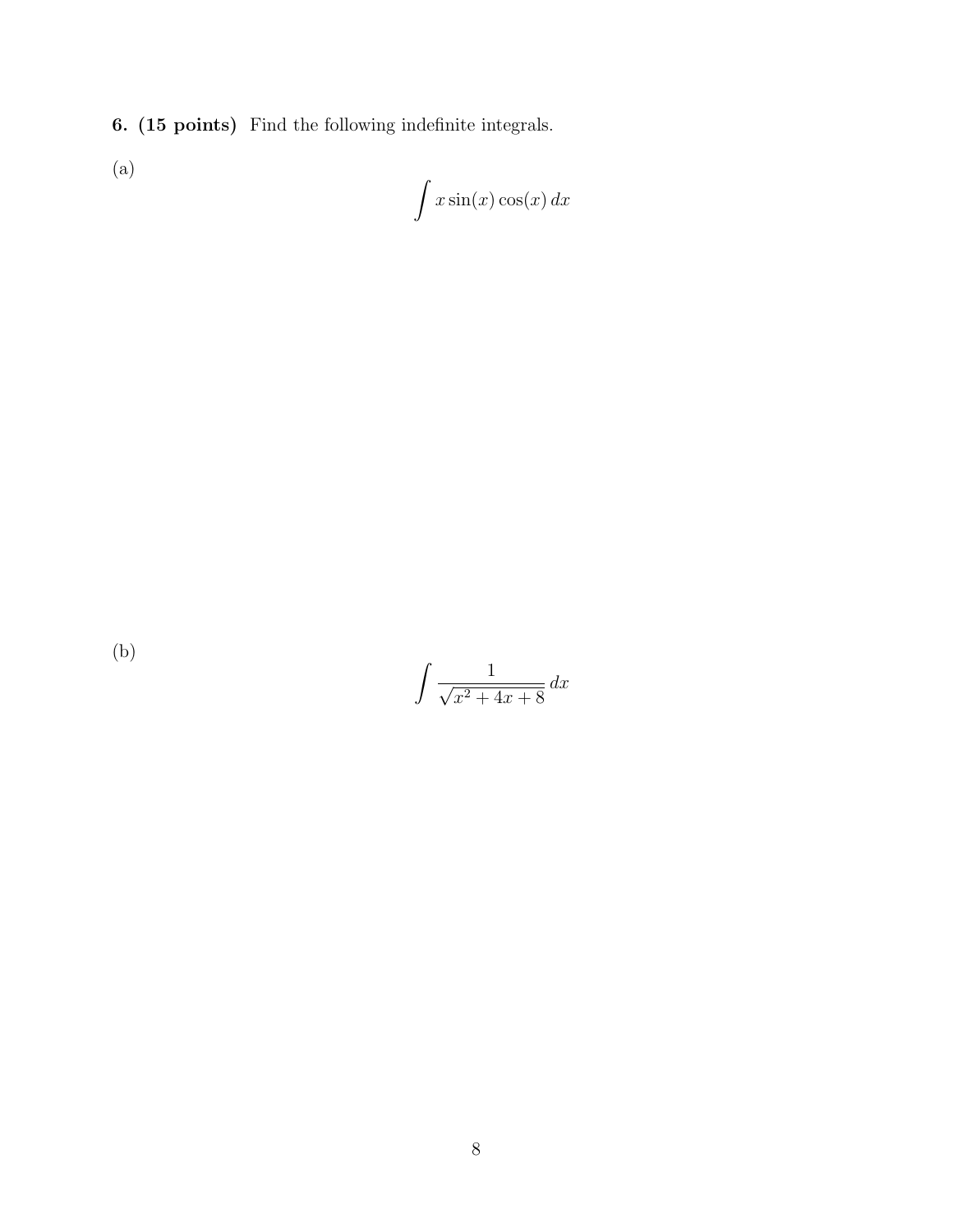**6. (15 points)** Find the following indefinite integrals.

(a)

$$\int x \sin(x) \cos(x)\, dx$$

(b)

$$\int \frac{1}{\sqrt{x^2 + 4x + 8}}\, dx$$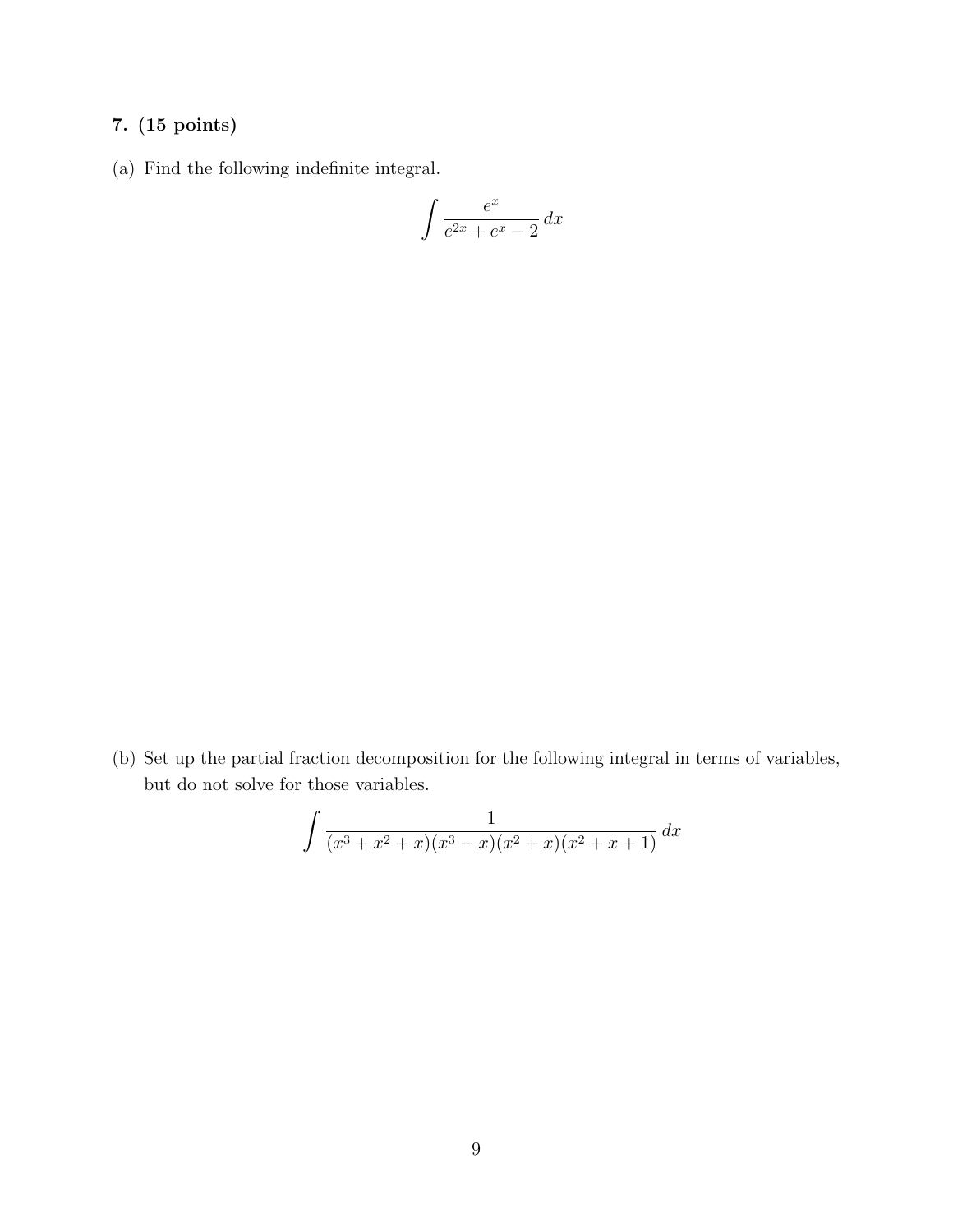**7. (15 points)**

(a) Find the following indefinite integral.

$$\int \frac{e^x}{e^{2x} + e^x - 2}\,dx$$

(b) Set up the partial fraction decomposition for the following integral in terms of variables, but do not solve for those variables.

$$\int \frac{1}{(x^3 + x^2 + x)(x^3 - x)(x^2 + x)(x^2 + x + 1)}\,dx$$